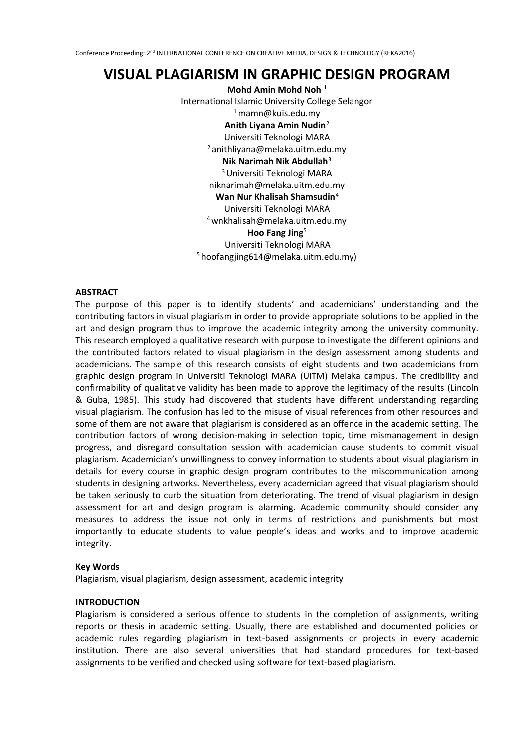# VISUAL PLAGIARISM IN GRAPHIC DESIGN PROGRAM

**Mohd Amin Mohd Noh** [1]
International Islamic University College Selangor
[1] mamn@kuis.edu.my

**Anith Liyana Amin Nudin**[2]
Universiti Teknologi MARA
[2] anithliyana@melaka.uitm.edu.my

**Nik Narimah Nik Abdullah**[3]
[3] Universiti Teknologi MARA
niknarimah@melaka.uitm.edu.my

**Wan Nur Khalisah Shamsudin**[4]
Universiti Teknologi MARA
[4] wnkhalisah@melaka.uitm.edu.my

**Hoo Fang Jing**[5]
Universiti Teknologi MARA
[5] hoofangjing614@melaka.uitm.edu.my)

## ABSTRACT

The purpose of this paper is to identify students' and academicians' understanding and the contributing factors in visual plagiarism in order to provide appropriate solutions to be applied in the art and design program thus to improve the academic integrity among the university community. This research employed a qualitative research with purpose to investigate the different opinions and the contributed factors related to visual plagiarism in the design assessment among students and academicians. The sample of this research consists of eight students and two academicians from graphic design program in Universiti Teknologi MARA (UiTM) Melaka campus. The credibility and confirmability of qualitative validity has been made to approve the legitimacy of the results (Lincoln & Guba, 1985). This study had discovered that students have different understanding regarding visual plagiarism. The confusion has led to the misuse of visual references from other resources and some of them are not aware that plagiarism is considered as an offence in the academic setting. The contribution factors of wrong decision-making in selection topic, time mismanagement in design progress, and disregard consultation session with academician cause students to commit visual plagiarism. Academician's unwillingness to convey information to students about visual plagiarism in details for every course in graphic design program contributes to the miscommunication among students in designing artworks. Nevertheless, every academician agreed that visual plagiarism should be taken seriously to curb the situation from deteriorating. The trend of visual plagiarism in design assessment for art and design program is alarming. Academic community should consider any measures to address the issue not only in terms of restrictions and punishments but most importantly to educate students to value people's ideas and works and to improve academic integrity.

### Key Words

Plagiarism, visual plagiarism, design assessment, academic integrity

## INTRODUCTION

Plagiarism is considered a serious offence to students in the completion of assignments, writing reports or thesis in academic setting. Usually, there are established and documented policies or academic rules regarding plagiarism in text-based assignments or projects in every academic institution. There are also several universities that had standard procedures for text-based assignments to be verified and checked using software for text-based plagiarism.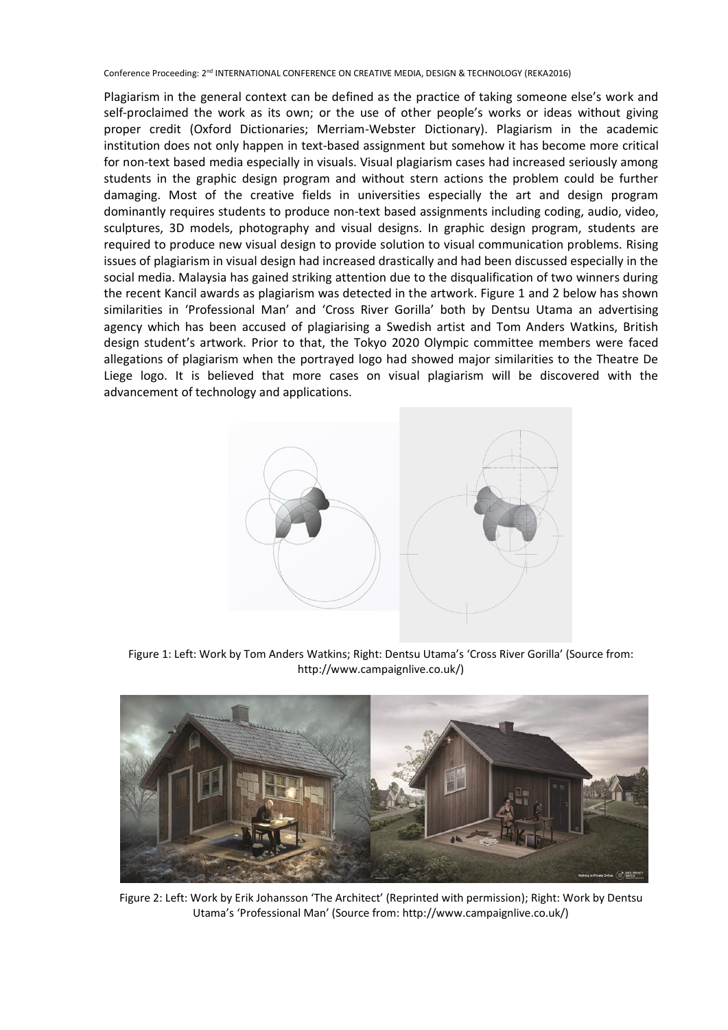Plagiarism in the general context can be defined as the practice of taking someone else's work and self-proclaimed the work as its own; or the use of other people's works or ideas without giving proper credit (Oxford Dictionaries; Merriam-Webster Dictionary). Plagiarism in the academic institution does not only happen in text-based assignment but somehow it has become more critical for non-text based media especially in visuals. Visual plagiarism cases had increased seriously among students in the graphic design program and without stern actions the problem could be further damaging. Most of the creative fields in universities especially the art and design program dominantly requires students to produce non-text based assignments including coding, audio, video, sculptures, 3D models, photography and visual designs. In graphic design program, students are required to produce new visual design to provide solution to visual communication problems. Rising issues of plagiarism in visual design had increased drastically and had been discussed especially in the social media. Malaysia has gained striking attention due to the disqualification of two winners during the recent Kancil awards as plagiarism was detected in the artwork. Figure 1 and 2 below has shown similarities in 'Professional Man' and 'Cross River Gorilla' both by Dentsu Utama an advertising agency which has been accused of plagiarising a Swedish artist and Tom Anders Watkins, British design student's artwork. Prior to that, the Tokyo 2020 Olympic committee members were faced allegations of plagiarism when the portrayed logo had showed major similarities to the Theatre De Liege logo. It is believed that more cases on visual plagiarism will be discovered with the advancement of technology and applications.

Figure 1: Left: Work by Tom Anders Watkins; Right: Dentsu Utama's 'Cross River Gorilla' (Source from: http://www.campaignlive.co.uk/)

Figure 2: Left: Work by Erik Johansson 'The Architect' (Reprinted with permission); Right: Work by Dentsu Utama's 'Professional Man' (Source from: http://www.campaignlive.co.uk/)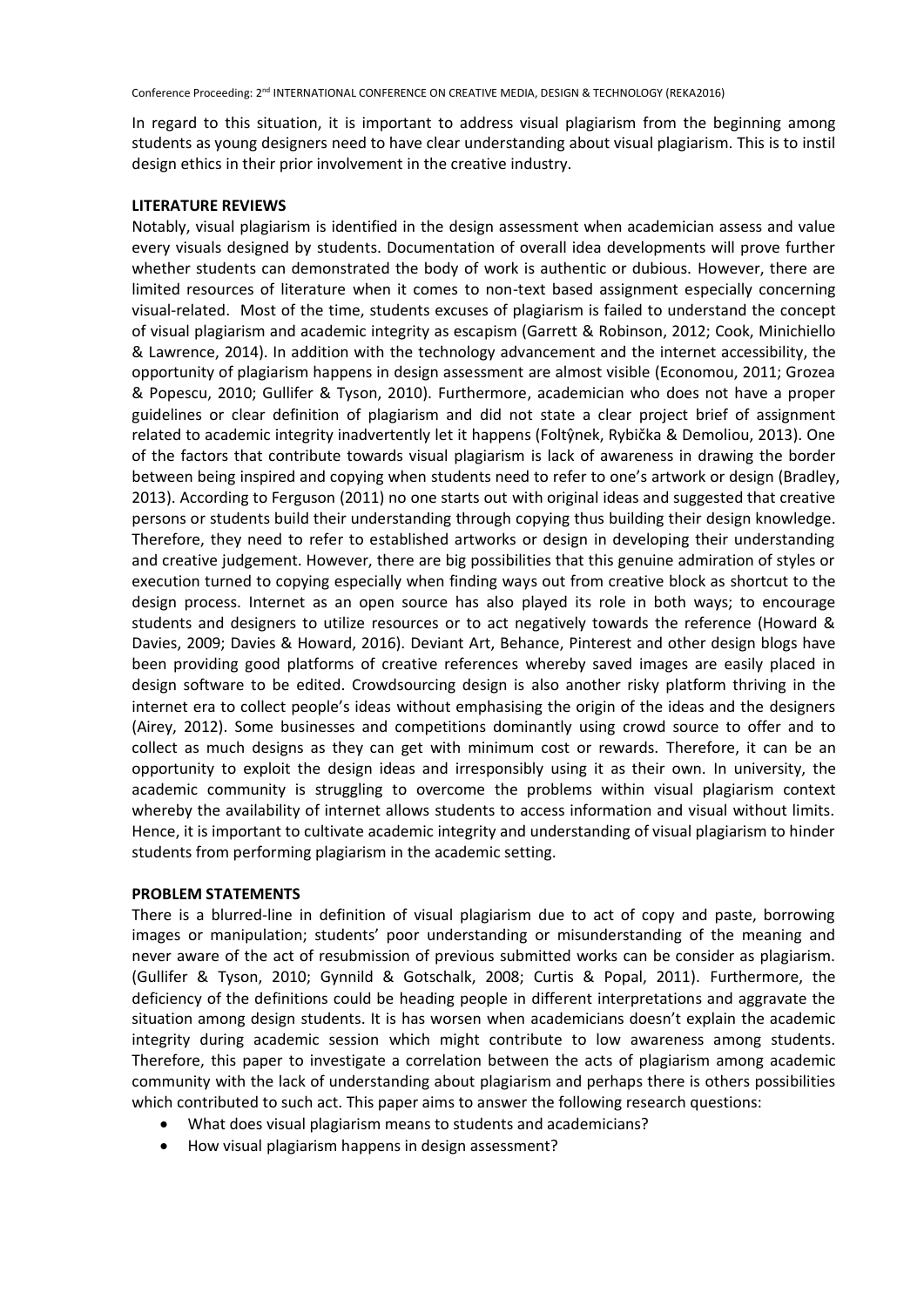In regard to this situation, it is important to address visual plagiarism from the beginning among students as young designers need to have clear understanding about visual plagiarism. This is to instil design ethics in their prior involvement in the creative industry.

## LITERATURE REVIEWS

Notably, visual plagiarism is identified in the design assessment when academician assess and value every visuals designed by students. Documentation of overall idea developments will prove further whether students can demonstrated the body of work is authentic or dubious. However, there are limited resources of literature when it comes to non-text based assignment especially concerning visual-related. Most of the time, students excuses of plagiarism is failed to understand the concept of visual plagiarism and academic integrity as escapism (Garrett & Robinson, 2012; Cook, Minichiello & Lawrence, 2014). In addition with the technology advancement and the internet accessibility, the opportunity of plagiarism happens in design assessment are almost visible (Economou, 2011; Grozea & Popescu, 2010; Gullifer & Tyson, 2010). Furthermore, academician who does not have a proper guidelines or clear definition of plagiarism and did not state a clear project brief of assignment related to academic integrity inadvertently let it happens (Foltŷnek, Rybička & Demoliou, 2013). One of the factors that contribute towards visual plagiarism is lack of awareness in drawing the border between being inspired and copying when students need to refer to one's artwork or design (Bradley, 2013). According to Ferguson (2011) no one starts out with original ideas and suggested that creative persons or students build their understanding through copying thus building their design knowledge. Therefore, they need to refer to established artworks or design in developing their understanding and creative judgement. However, there are big possibilities that this genuine admiration of styles or execution turned to copying especially when finding ways out from creative block as shortcut to the design process. Internet as an open source has also played its role in both ways; to encourage students and designers to utilize resources or to act negatively towards the reference (Howard & Davies, 2009; Davies & Howard, 2016). Deviant Art, Behance, Pinterest and other design blogs have been providing good platforms of creative references whereby saved images are easily placed in design software to be edited. Crowdsourcing design is also another risky platform thriving in the internet era to collect people's ideas without emphasising the origin of the ideas and the designers (Airey, 2012). Some businesses and competitions dominantly using crowd source to offer and to collect as much designs as they can get with minimum cost or rewards. Therefore, it can be an opportunity to exploit the design ideas and irresponsibly using it as their own. In university, the academic community is struggling to overcome the problems within visual plagiarism context whereby the availability of internet allows students to access information and visual without limits. Hence, it is important to cultivate academic integrity and understanding of visual plagiarism to hinder students from performing plagiarism in the academic setting.

## PROBLEM STATEMENTS

There is a blurred-line in definition of visual plagiarism due to act of copy and paste, borrowing images or manipulation; students' poor understanding or misunderstanding of the meaning and never aware of the act of resubmission of previous submitted works can be consider as plagiarism. (Gullifer & Tyson, 2010; Gynnild & Gotschalk, 2008; Curtis & Popal, 2011). Furthermore, the deficiency of the definitions could be heading people in different interpretations and aggravate the situation among design students. It is has worsen when academicians doesn't explain the academic integrity during academic session which might contribute to low awareness among students. Therefore, this paper to investigate a correlation between the acts of plagiarism among academic community with the lack of understanding about plagiarism and perhaps there is others possibilities which contributed to such act. This paper aims to answer the following research questions:

- What does visual plagiarism means to students and academicians?
- How visual plagiarism happens in design assessment?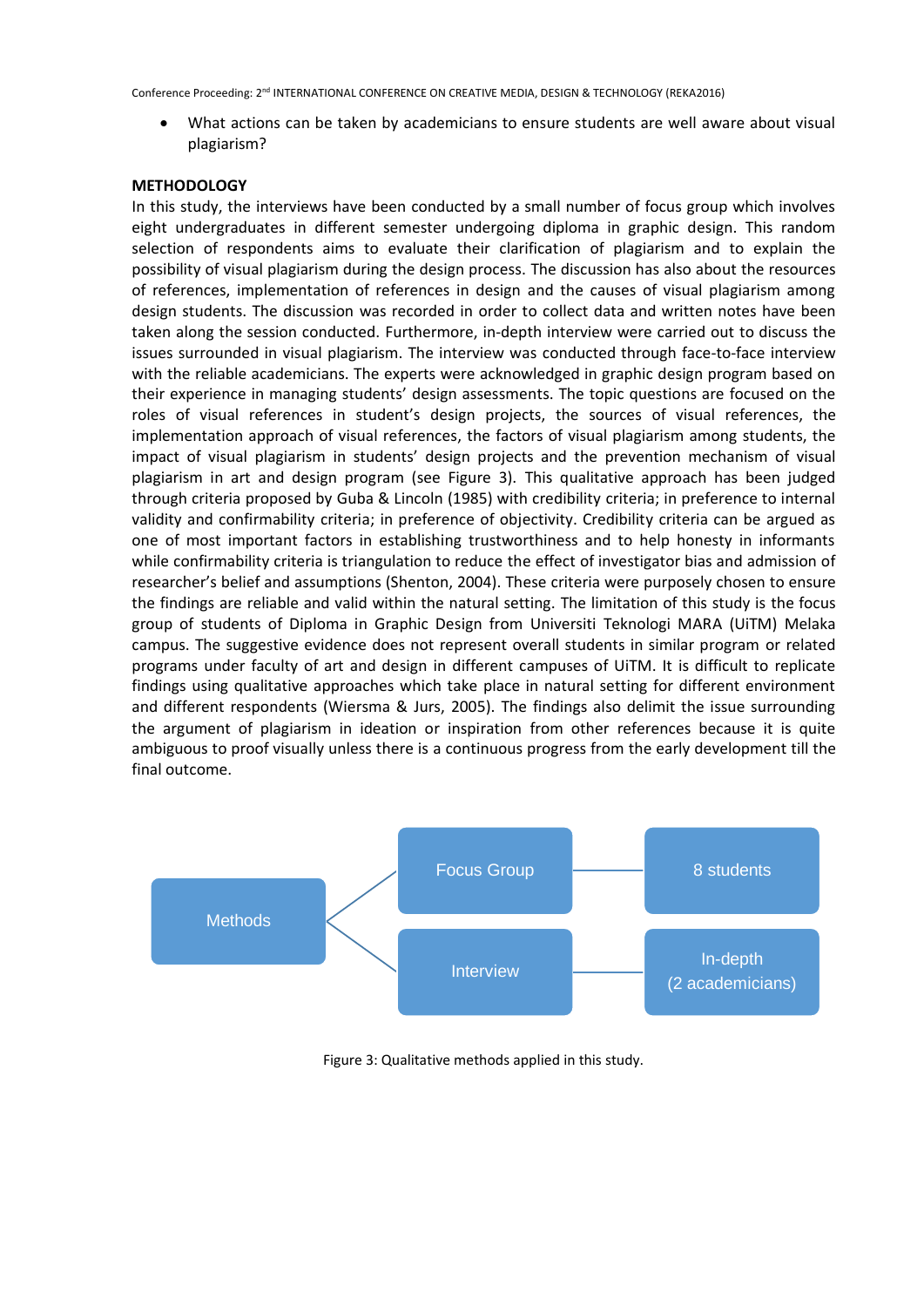- What actions can be taken by academicians to ensure students are well aware about visual plagiarism?

## METHODOLOGY

In this study, the interviews have been conducted by a small number of focus group which involves eight undergraduates in different semester undergoing diploma in graphic design. This random selection of respondents aims to evaluate their clarification of plagiarism and to explain the possibility of visual plagiarism during the design process. The discussion has also about the resources of references, implementation of references in design and the causes of visual plagiarism among design students. The discussion was recorded in order to collect data and written notes have been taken along the session conducted. Furthermore, in-depth interview were carried out to discuss the issues surrounded in visual plagiarism. The interview was conducted through face-to-face interview with the reliable academicians. The experts were acknowledged in graphic design program based on their experience in managing students' design assessments. The topic questions are focused on the roles of visual references in student's design projects, the sources of visual references, the implementation approach of visual references, the factors of visual plagiarism among students, the impact of visual plagiarism in students' design projects and the prevention mechanism of visual plagiarism in art and design program (see Figure 3). This qualitative approach has been judged through criteria proposed by Guba & Lincoln (1985) with credibility criteria; in preference to internal validity and confirmability criteria; in preference of objectivity. Credibility criteria can be argued as one of most important factors in establishing trustworthiness and to help honesty in informants while confirmability criteria is triangulation to reduce the effect of investigator bias and admission of researcher's belief and assumptions (Shenton, 2004). These criteria were purposely chosen to ensure the findings are reliable and valid within the natural setting. The limitation of this study is the focus group of students of Diploma in Graphic Design from Universiti Teknologi MARA (UiTM) Melaka campus. The suggestive evidence does not represent overall students in similar program or related programs under faculty of art and design in different campuses of UiTM. It is difficult to replicate findings using qualitative approaches which take place in natural setting for different environment and different respondents (Wiersma & Jurs, 2005). The findings also delimit the issue surrounding the argument of plagiarism in ideation or inspiration from other references because it is quite ambiguous to proof visually unless there is a continuous progress from the early development till the final outcome.

Methods → Focus Group → 8 students

Methods → Interview → In-depth (2 academicians)

Figure 3: Qualitative methods applied in this study.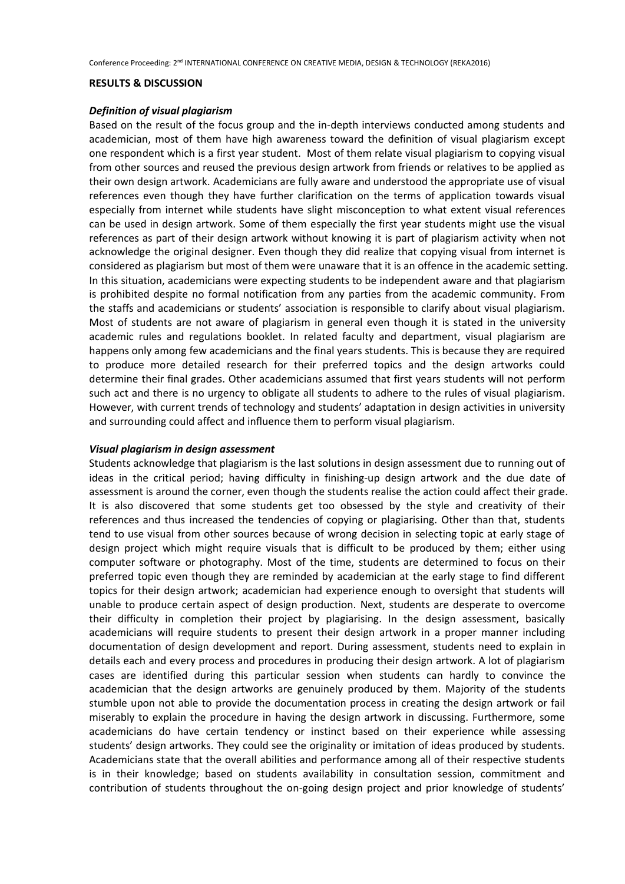## RESULTS & DISCUSSION

### *Definition of visual plagiarism*

Based on the result of the focus group and the in-depth interviews conducted among students and academician, most of them have high awareness toward the definition of visual plagiarism except one respondent which is a first year student. Most of them relate visual plagiarism to copying visual from other sources and reused the previous design artwork from friends or relatives to be applied as their own design artwork. Academicians are fully aware and understood the appropriate use of visual references even though they have further clarification on the terms of application towards visual especially from internet while students have slight misconception to what extent visual references can be used in design artwork. Some of them especially the first year students might use the visual references as part of their design artwork without knowing it is part of plagiarism activity when not acknowledge the original designer. Even though they did realize that copying visual from internet is considered as plagiarism but most of them were unaware that it is an offence in the academic setting. In this situation, academicians were expecting students to be independent aware and that plagiarism is prohibited despite no formal notification from any parties from the academic community. From the staffs and academicians or students' association is responsible to clarify about visual plagiarism. Most of students are not aware of plagiarism in general even though it is stated in the university academic rules and regulations booklet. In related faculty and department, visual plagiarism are happens only among few academicians and the final years students. This is because they are required to produce more detailed research for their preferred topics and the design artworks could determine their final grades. Other academicians assumed that first years students will not perform such act and there is no urgency to obligate all students to adhere to the rules of visual plagiarism. However, with current trends of technology and students' adaptation in design activities in university and surrounding could affect and influence them to perform visual plagiarism.

### *Visual plagiarism in design assessment*

Students acknowledge that plagiarism is the last solutions in design assessment due to running out of ideas in the critical period; having difficulty in finishing-up design artwork and the due date of assessment is around the corner, even though the students realise the action could affect their grade. It is also discovered that some students get too obsessed by the style and creativity of their references and thus increased the tendencies of copying or plagiarising. Other than that, students tend to use visual from other sources because of wrong decision in selecting topic at early stage of design project which might require visuals that is difficult to be produced by them; either using computer software or photography. Most of the time, students are determined to focus on their preferred topic even though they are reminded by academician at the early stage to find different topics for their design artwork; academician had experience enough to oversight that students will unable to produce certain aspect of design production. Next, students are desperate to overcome their difficulty in completion their project by plagiarising. In the design assessment, basically academicians will require students to present their design artwork in a proper manner including documentation of design development and report. During assessment, students need to explain in details each and every process and procedures in producing their design artwork. A lot of plagiarism cases are identified during this particular session when students can hardly to convince the academician that the design artworks are genuinely produced by them. Majority of the students stumble upon not able to provide the documentation process in creating the design artwork or fail miserably to explain the procedure in having the design artwork in discussing. Furthermore, some academicians do have certain tendency or instinct based on their experience while assessing students' design artworks. They could see the originality or imitation of ideas produced by students. Academicians state that the overall abilities and performance among all of their respective students is in their knowledge; based on students availability in consultation session, commitment and contribution of students throughout the on-going design project and prior knowledge of students'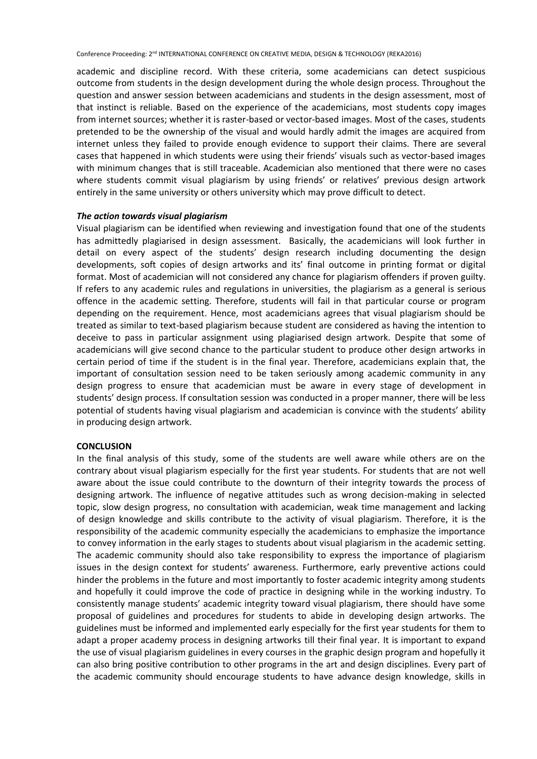academic and discipline record. With these criteria, some academicians can detect suspicious outcome from students in the design development during the whole design process. Throughout the question and answer session between academicians and students in the design assessment, most of that instinct is reliable. Based on the experience of the academicians, most students copy images from internet sources; whether it is raster-based or vector-based images. Most of the cases, students pretended to be the ownership of the visual and would hardly admit the images are acquired from internet unless they failed to provide enough evidence to support their claims. There are several cases that happened in which students were using their friends' visuals such as vector-based images with minimum changes that is still traceable. Academician also mentioned that there were no cases where students commit visual plagiarism by using friends' or relatives' previous design artwork entirely in the same university or others university which may prove difficult to detect.

***The action towards visual plagiarism***

Visual plagiarism can be identified when reviewing and investigation found that one of the students has admittedly plagiarised in design assessment. Basically, the academicians will look further in detail on every aspect of the students' design research including documenting the design developments, soft copies of design artworks and its' final outcome in printing format or digital format. Most of academician will not considered any chance for plagiarism offenders if proven guilty. If refers to any academic rules and regulations in universities, the plagiarism as a general is serious offence in the academic setting. Therefore, students will fail in that particular course or program depending on the requirement. Hence, most academicians agrees that visual plagiarism should be treated as similar to text-based plagiarism because student are considered as having the intention to deceive to pass in particular assignment using plagiarised design artwork. Despite that some of academicians will give second chance to the particular student to produce other design artworks in certain period of time if the student is in the final year. Therefore, academicians explain that, the important of consultation session need to be taken seriously among academic community in any design progress to ensure that academician must be aware in every stage of development in students' design process. If consultation session was conducted in a proper manner, there will be less potential of students having visual plagiarism and academician is convince with the students' ability in producing design artwork.

**CONCLUSION**

In the final analysis of this study, some of the students are well aware while others are on the contrary about visual plagiarism especially for the first year students. For students that are not well aware about the issue could contribute to the downturn of their integrity towards the process of designing artwork. The influence of negative attitudes such as wrong decision-making in selected topic, slow design progress, no consultation with academician, weak time management and lacking of design knowledge and skills contribute to the activity of visual plagiarism. Therefore, it is the responsibility of the academic community especially the academicians to emphasize the importance to convey information in the early stages to students about visual plagiarism in the academic setting. The academic community should also take responsibility to express the importance of plagiarism issues in the design context for students' awareness. Furthermore, early preventive actions could hinder the problems in the future and most importantly to foster academic integrity among students and hopefully it could improve the code of practice in designing while in the working industry. To consistently manage students' academic integrity toward visual plagiarism, there should have some proposal of guidelines and procedures for students to abide in developing design artworks. The guidelines must be informed and implemented early especially for the first year students for them to adapt a proper academy process in designing artworks till their final year. It is important to expand the use of visual plagiarism guidelines in every courses in the graphic design program and hopefully it can also bring positive contribution to other programs in the art and design disciplines. Every part of the academic community should encourage students to have advance design knowledge, skills in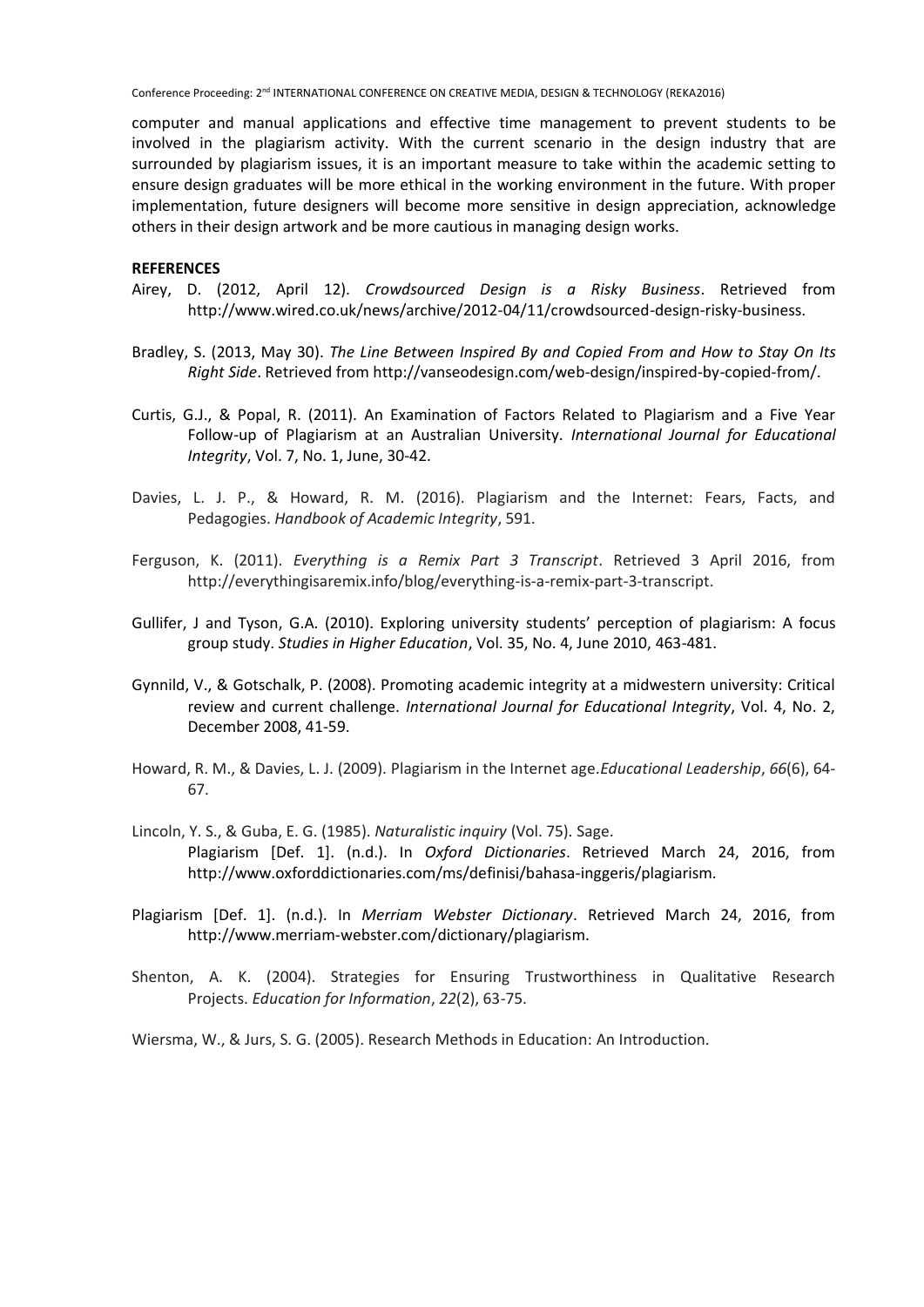computer and manual applications and effective time management to prevent students to be involved in the plagiarism activity. With the current scenario in the design industry that are surrounded by plagiarism issues, it is an important measure to take within the academic setting to ensure design graduates will be more ethical in the working environment in the future. With proper implementation, future designers will become more sensitive in design appreciation, acknowledge others in their design artwork and be more cautious in managing design works.

**REFERENCES**

Airey, D. (2012, April 12). *Crowdsourced Design is a Risky Business*. Retrieved from http://www.wired.co.uk/news/archive/2012-04/11/crowdsourced-design-risky-business.

Bradley, S. (2013, May 30). *The Line Between Inspired By and Copied From and How to Stay On Its Right Side*. Retrieved from http://vanseodesign.com/web-design/inspired-by-copied-from/.

Curtis, G.J., & Popal, R. (2011). An Examination of Factors Related to Plagiarism and a Five Year Follow-up of Plagiarism at an Australian University. *International Journal for Educational Integrity*, Vol. 7, No. 1, June, 30-42.

Davies, L. J. P., & Howard, R. M. (2016). Plagiarism and the Internet: Fears, Facts, and Pedagogies. *Handbook of Academic Integrity*, 591.

Ferguson, K. (2011). *Everything is a Remix Part 3 Transcript*. Retrieved 3 April 2016, from http://everythingisaremix.info/blog/everything-is-a-remix-part-3-transcript.

Gullifer, J and Tyson, G.A. (2010). Exploring university students' perception of plagiarism: A focus group study. *Studies in Higher Education*, Vol. 35, No. 4, June 2010, 463-481.

Gynnild, V., & Gotschalk, P. (2008). Promoting academic integrity at a midwestern university: Critical review and current challenge. *International Journal for Educational Integrity*, Vol. 4, No. 2, December 2008, 41-59.

Howard, R. M., & Davies, L. J. (2009). Plagiarism in the Internet age.*Educational Leadership*, *66*(6), 64-67.

Lincoln, Y. S., & Guba, E. G. (1985). *Naturalistic inquiry* (Vol. 75). Sage.

Plagiarism [Def. 1]. (n.d.). In *Oxford Dictionaries*. Retrieved March 24, 2016, from http://www.oxforddictionaries.com/ms/definisi/bahasa-inggeris/plagiarism.

Plagiarism [Def. 1]. (n.d.). In *Merriam Webster Dictionary*. Retrieved March 24, 2016, from http://www.merriam-webster.com/dictionary/plagiarism.

Shenton, A. K. (2004). Strategies for Ensuring Trustworthiness in Qualitative Research Projects. *Education for Information*, *22*(2), 63-75.

Wiersma, W., & Jurs, S. G. (2005). Research Methods in Education: An Introduction.